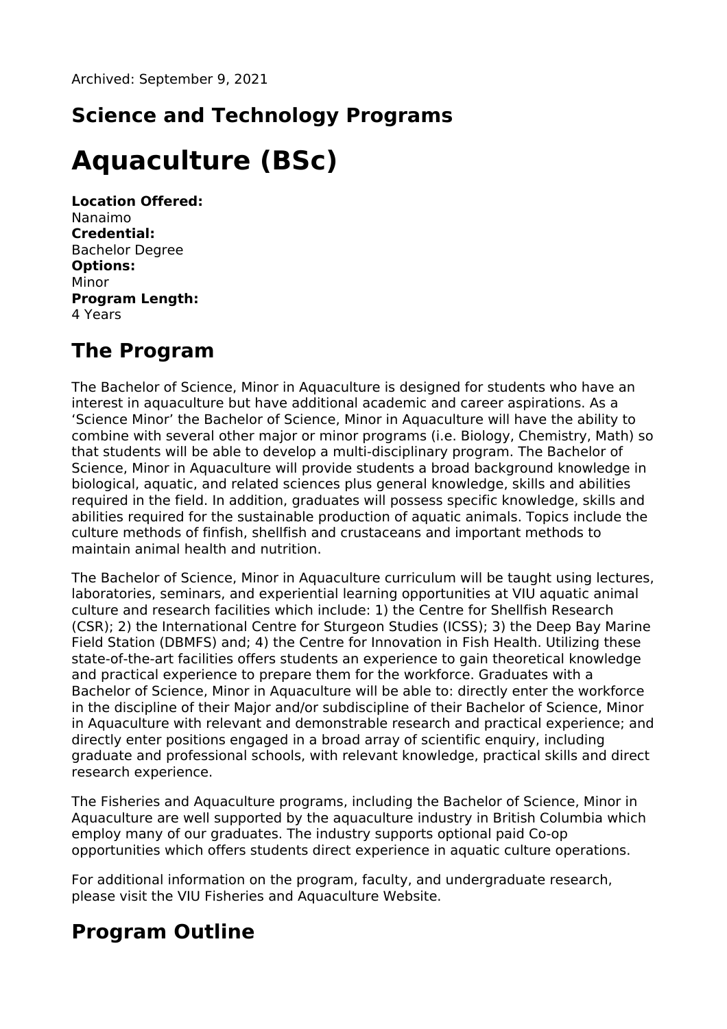Archived: September 9, 2021

## Science and Technology Programs

# Aquaculture (BSc)

**Location Offered:**
Nanaimo
**Credential:**
Bachelor Degree
**Options:**
Minor
**Program Length:**
4 Years

## The Program

The Bachelor of Science, Minor in Aquaculture is designed for students who have an interest in aquaculture but have additional academic and career aspirations. As a 'Science Minor' the Bachelor of Science, Minor in Aquaculture will have the ability to combine with several other major or minor programs (i.e. Biology, Chemistry, Math) so that students will be able to develop a multi-disciplinary program. The Bachelor of Science, Minor in Aquaculture will provide students a broad background knowledge in biological, aquatic, and related sciences plus general knowledge, skills and abilities required in the field. In addition, graduates will possess specific knowledge, skills and abilities required for the sustainable production of aquatic animals. Topics include the culture methods of finfish, shellfish and crustaceans and important methods to maintain animal health and nutrition.

The Bachelor of Science, Minor in Aquaculture curriculum will be taught using lectures, laboratories, seminars, and experiential learning opportunities at VIU aquatic animal culture and research facilities which include: 1) the Centre for Shellfish Research (CSR); 2) the International Centre for Sturgeon Studies (ICSS); 3) the Deep Bay Marine Field Station (DBMFS) and; 4) the Centre for Innovation in Fish Health. Utilizing these state-of-the-art facilities offers students an experience to gain theoretical knowledge and practical experience to prepare them for the workforce. Graduates with a Bachelor of Science, Minor in Aquaculture will be able to: directly enter the workforce in the discipline of their Major and/or subdiscipline of their Bachelor of Science, Minor in Aquaculture with relevant and demonstrable research and practical experience; and directly enter positions engaged in a broad array of scientific enquiry, including graduate and professional schools, with relevant knowledge, practical skills and direct research experience.

The Fisheries and Aquaculture programs, including the Bachelor of Science, Minor in Aquaculture are well supported by the aquaculture industry in British Columbia which employ many of our graduates. The industry supports optional paid Co-op opportunities which offers students direct experience in aquatic culture operations.

For additional information on the program, faculty, and undergraduate research, please visit the VIU Fisheries and Aquaculture Website.

## Program Outline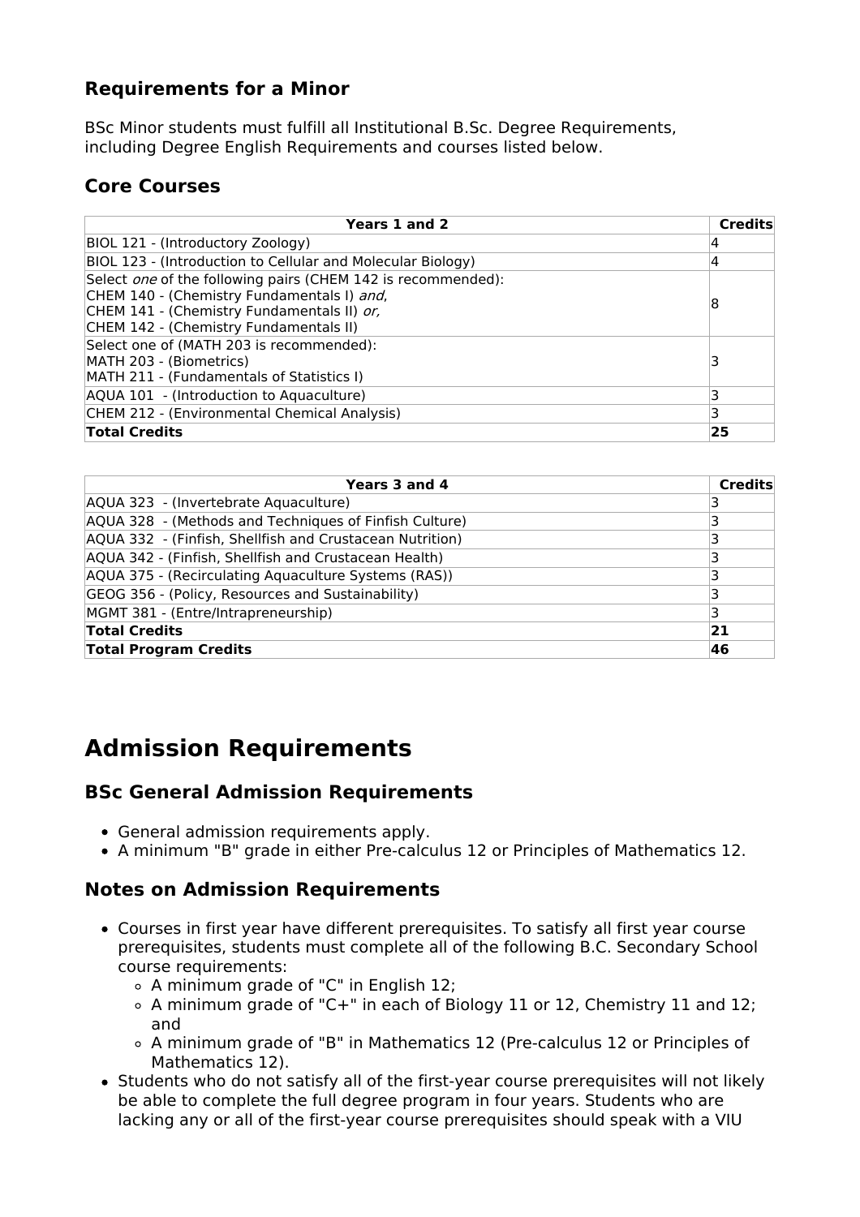### Requirements for a Minor

BSc Minor students must fulfill all Institutional B.Sc. Degree Requirements, including Degree English Requirements and courses listed below.

### Core Courses

| Years 1 and 2 | Credits |
|---|---|
| BIOL 121 - (Introductory Zoology) | 4 |
| BIOL 123 - (Introduction to Cellular and Molecular Biology) | 4 |
| Select *one* of the following pairs (CHEM 142 is recommended):<br>CHEM 140 - (Chemistry Fundamentals I) *and*,<br>CHEM 141 - (Chemistry Fundamentals II) *or,*<br>CHEM 142 - (Chemistry Fundamentals II) | 8 |
| Select one of (MATH 203 is recommended):<br>MATH 203 - (Biometrics)<br>MATH 211 - (Fundamentals of Statistics I) | 3 |
| AQUA 101 - (Introduction to Aquaculture) | 3 |
| CHEM 212 - (Environmental Chemical Analysis) | 3 |
| **Total Credits** | **25** |

| Years 3 and 4 | Credits |
|---|---|
| AQUA 323 - (Invertebrate Aquaculture) | 3 |
| AQUA 328 - (Methods and Techniques of Finfish Culture) | 3 |
| AQUA 332 - (Finfish, Shellfish and Crustacean Nutrition) | 3 |
| AQUA 342 - (Finfish, Shellfish and Crustacean Health) | 3 |
| AQUA 375 - (Recirculating Aquaculture Systems (RAS)) | 3 |
| GEOG 356 - (Policy, Resources and Sustainability) | 3 |
| MGMT 381 - (Entre/Intrapreneurship) | 3 |
| **Total Credits** | **21** |
| **Total Program Credits** | **46** |

# Admission Requirements

### BSc General Admission Requirements

- General admission requirements apply.
- A minimum "B" grade in either Pre-calculus 12 or Principles of Mathematics 12.

### Notes on Admission Requirements

- Courses in first year have different prerequisites. To satisfy all first year course prerequisites, students must complete all of the following B.C. Secondary School course requirements:
  - A minimum grade of "C" in English 12;
  - A minimum grade of "C+" in each of Biology 11 or 12, Chemistry 11 and 12; and
  - A minimum grade of "B" in Mathematics 12 (Pre-calculus 12 or Principles of Mathematics 12).
- Students who do not satisfy all of the first-year course prerequisites will not likely be able to complete the full degree program in four years. Students who are lacking any or all of the first-year course prerequisites should speak with a VIU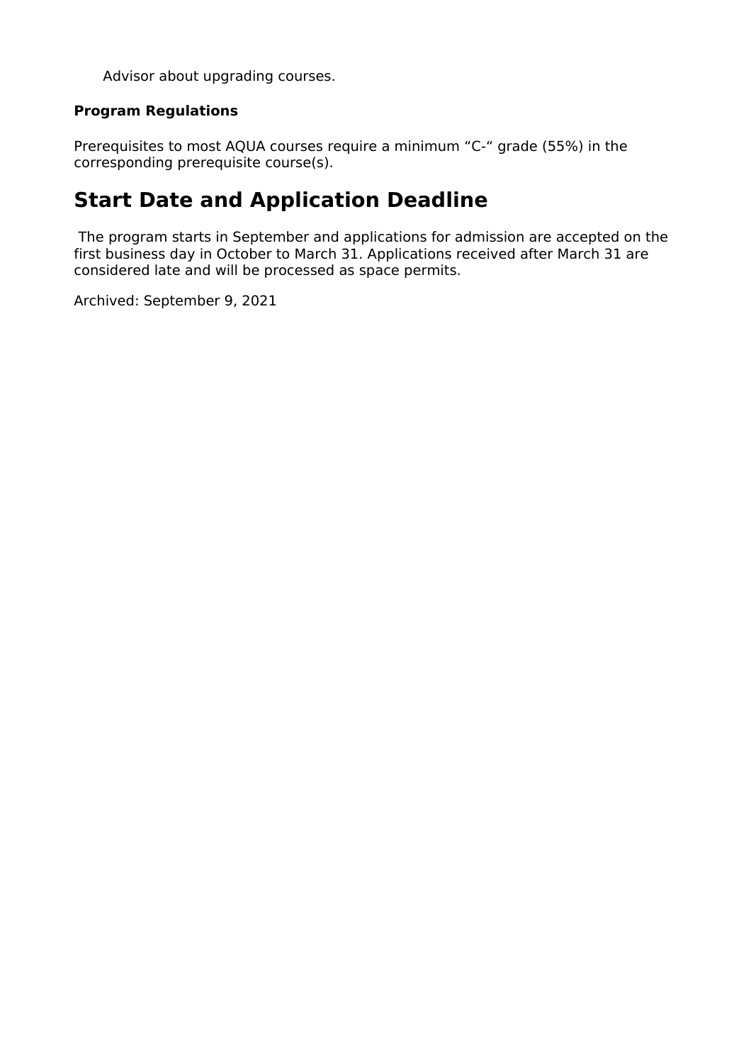Advisor about upgrading courses.

**Program Regulations**

Prerequisites to most AQUA courses require a minimum “C-“ grade (55%) in the corresponding prerequisite course(s).

## Start Date and Application Deadline

The program starts in September and applications for admission are accepted on the first business day in October to March 31. Applications received after March 31 are considered late and will be processed as space permits.

Archived: September 9, 2021